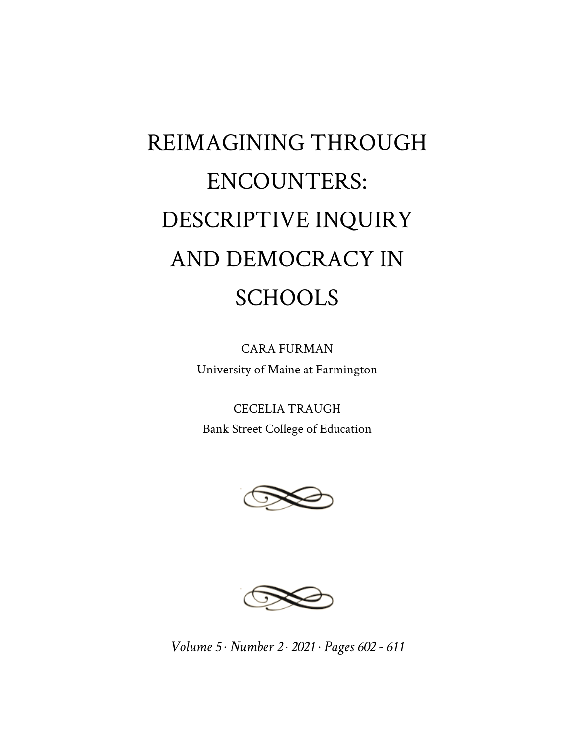# REIMAGINING THROUGH ENCOUNTERS: DESCRIPTIVE INQUIRY AND DEMOCRACY IN SCHOOLS

CARA FURMAN
University of Maine at Farmington

CECELIA TRAUGH
Bank Street College of Education

*Volume 5 · Number 2 · 2021 · Pages 602 - 611*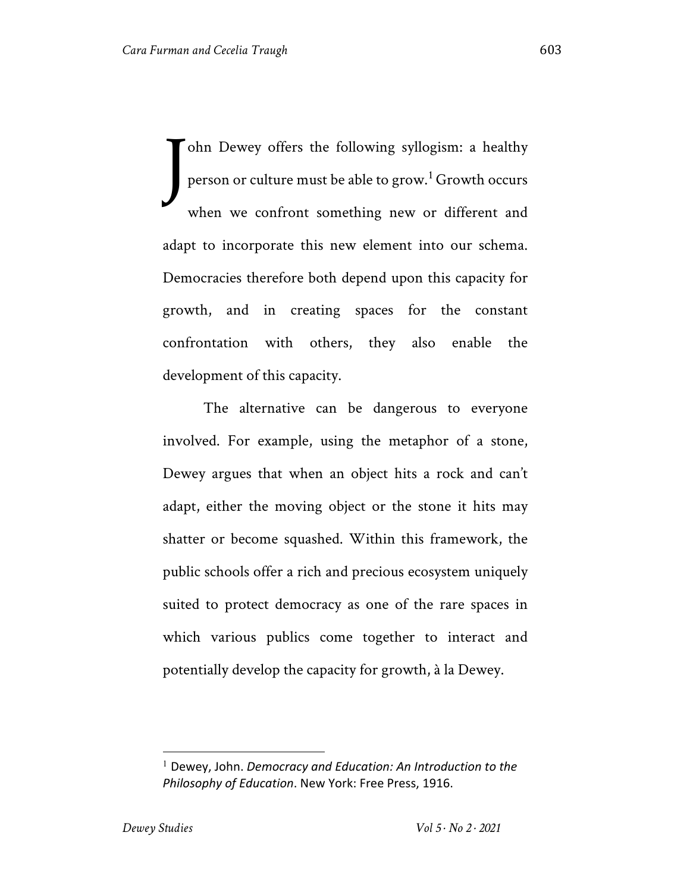John Dewey offers the following syllogism: a healthy person or culture must be able to grow.[1] Growth occurs when we confront something new or different and adapt to incorporate this new element into our schema. Democracies therefore both depend upon this capacity for growth, and in creating spaces for the constant confrontation with others, they also enable the development of this capacity.

The alternative can be dangerous to everyone involved. For example, using the metaphor of a stone, Dewey argues that when an object hits a rock and can't adapt, either the moving object or the stone it hits may shatter or become squashed. Within this framework, the public schools offer a rich and precious ecosystem uniquely suited to protect democracy as one of the rare spaces in which various publics come together to interact and potentially develop the capacity for growth, à la Dewey.

---

[1] Dewey, John. *Democracy and Education: An Introduction to the Philosophy of Education*. New York: Free Press, 1916.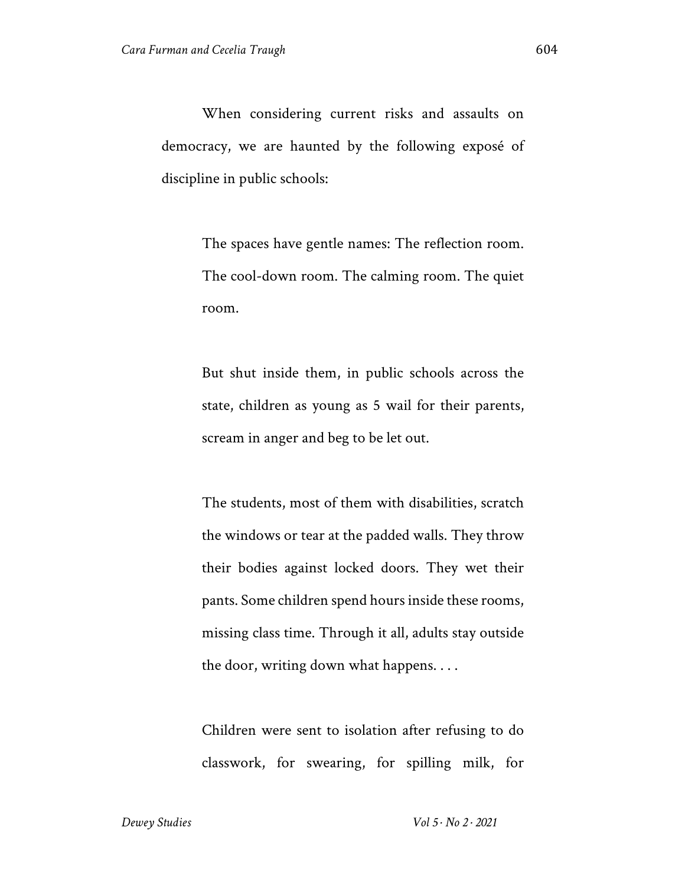When considering current risks and assaults on democracy, we are haunted by the following exposé of discipline in public schools:

> The spaces have gentle names: The reflection room. The cool-down room. The calming room. The quiet room.
>
> But shut inside them, in public schools across the state, children as young as 5 wail for their parents, scream in anger and beg to be let out.
>
> The students, most of them with disabilities, scratch the windows or tear at the padded walls. They throw their bodies against locked doors. They wet their pants. Some children spend hours inside these rooms, missing class time. Through it all, adults stay outside the door, writing down what happens. . . .
>
> Children were sent to isolation after refusing to do classwork, for swearing, for spilling milk, for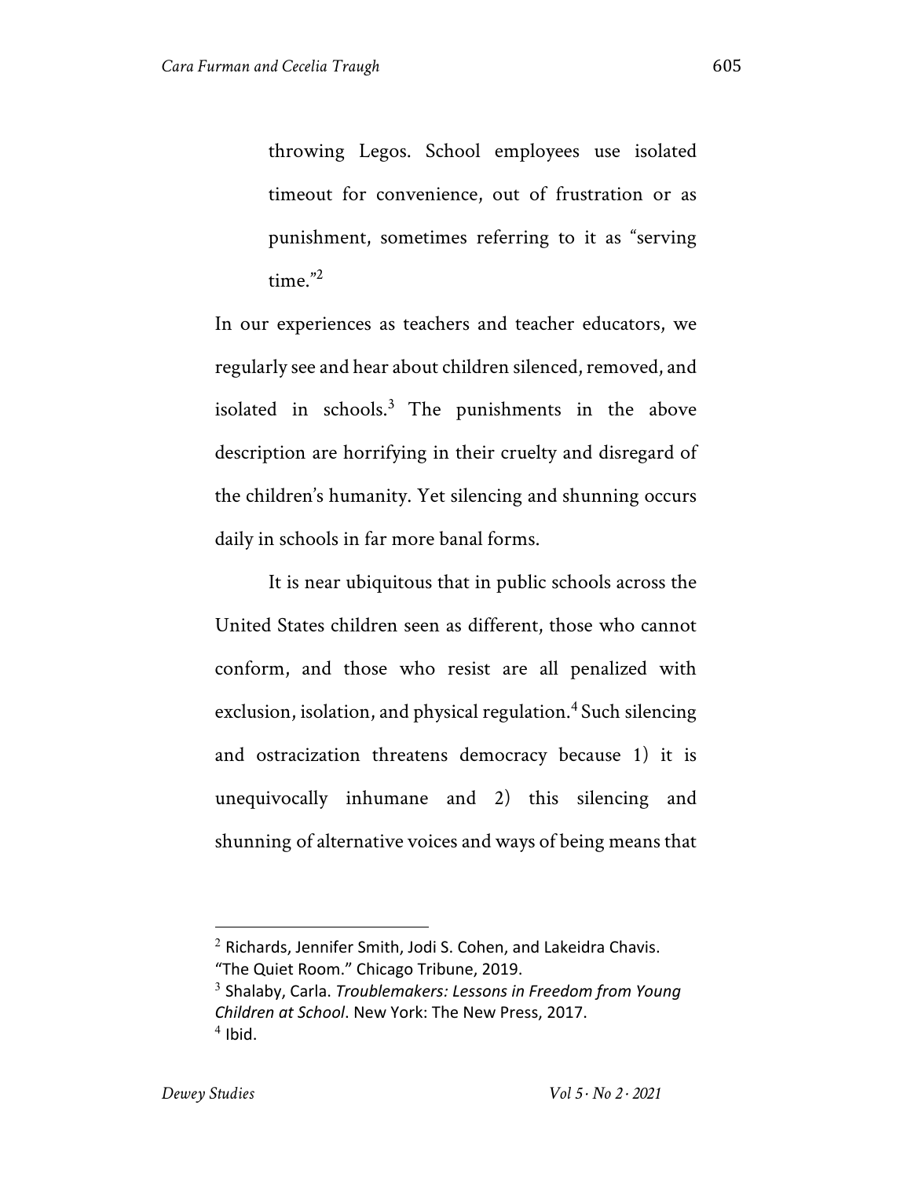> throwing Legos. School employees use isolated timeout for convenience, out of frustration or as punishment, sometimes referring to it as "serving time."[2]

In our experiences as teachers and teacher educators, we regularly see and hear about children silenced, removed, and isolated in schools.[3] The punishments in the above description are horrifying in their cruelty and disregard of the children's humanity. Yet silencing and shunning occurs daily in schools in far more banal forms.

It is near ubiquitous that in public schools across the United States children seen as different, those who cannot conform, and those who resist are all penalized with exclusion, isolation, and physical regulation.[4] Such silencing and ostracization threatens democracy because 1) it is unequivocally inhumane and 2) this silencing and shunning of alternative voices and ways of being means that

---

[2] Richards, Jennifer Smith, Jodi S. Cohen, and Lakeidra Chavis. "The Quiet Room." Chicago Tribune, 2019.

[3] Shalaby, Carla. *Troublemakers: Lessons in Freedom from Young Children at School*. New York: The New Press, 2017.

[4] Ibid.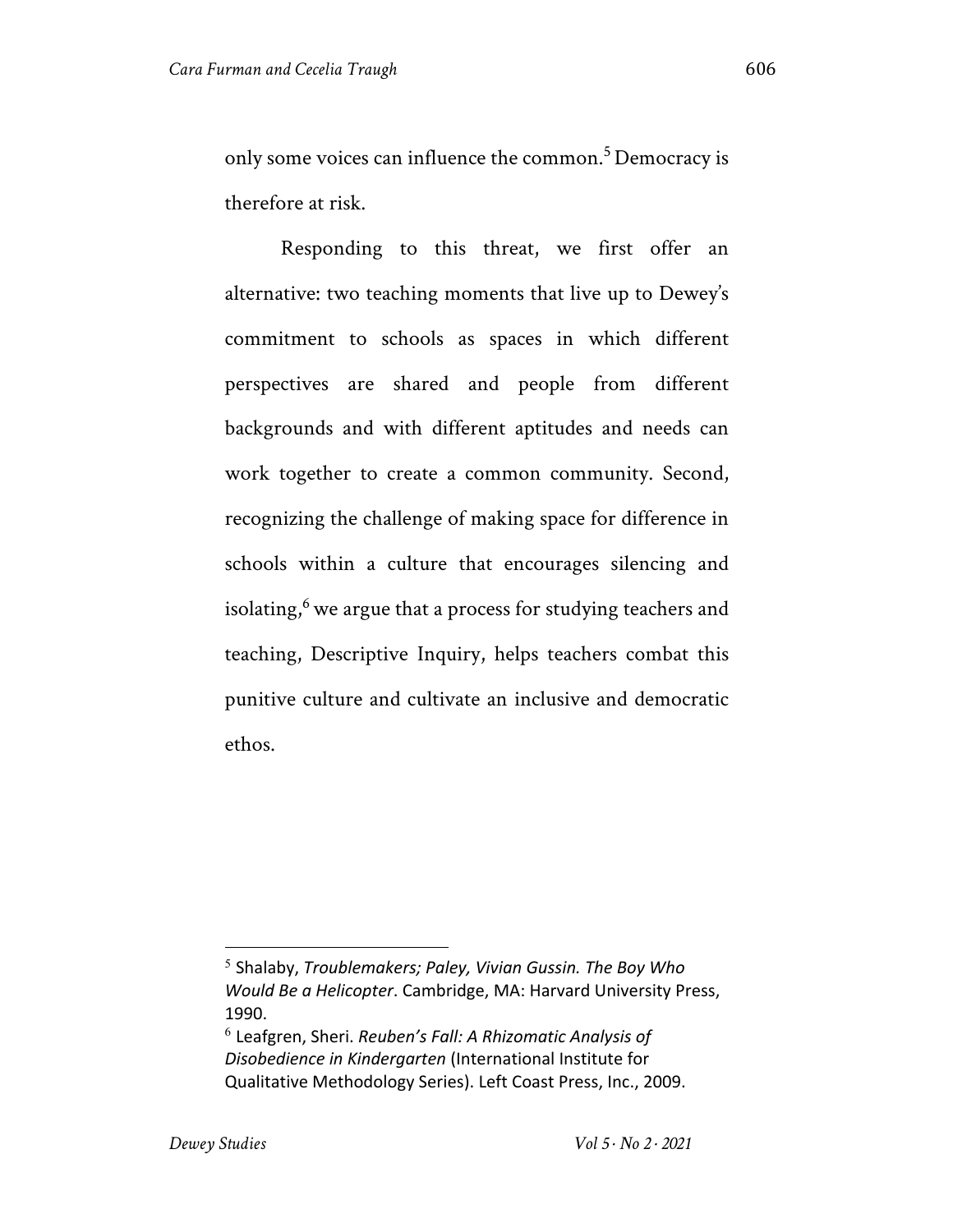only some voices can influence the common.[5] Democracy is therefore at risk.

Responding to this threat, we first offer an alternative: two teaching moments that live up to Dewey's commitment to schools as spaces in which different perspectives are shared and people from different backgrounds and with different aptitudes and needs can work together to create a common community. Second, recognizing the challenge of making space for difference in schools within a culture that encourages silencing and isolating,[6] we argue that a process for studying teachers and teaching, Descriptive Inquiry, helps teachers combat this punitive culture and cultivate an inclusive and democratic ethos.

---

[5] Shalaby, *Troublemakers; Paley, Vivian Gussin. The Boy Who Would Be a Helicopter*. Cambridge, MA: Harvard University Press, 1990.

[6] Leafgren, Sheri. *Reuben's Fall: A Rhizomatic Analysis of Disobedience in Kindergarten* (International Institute for Qualitative Methodology Series). Left Coast Press, Inc., 2009.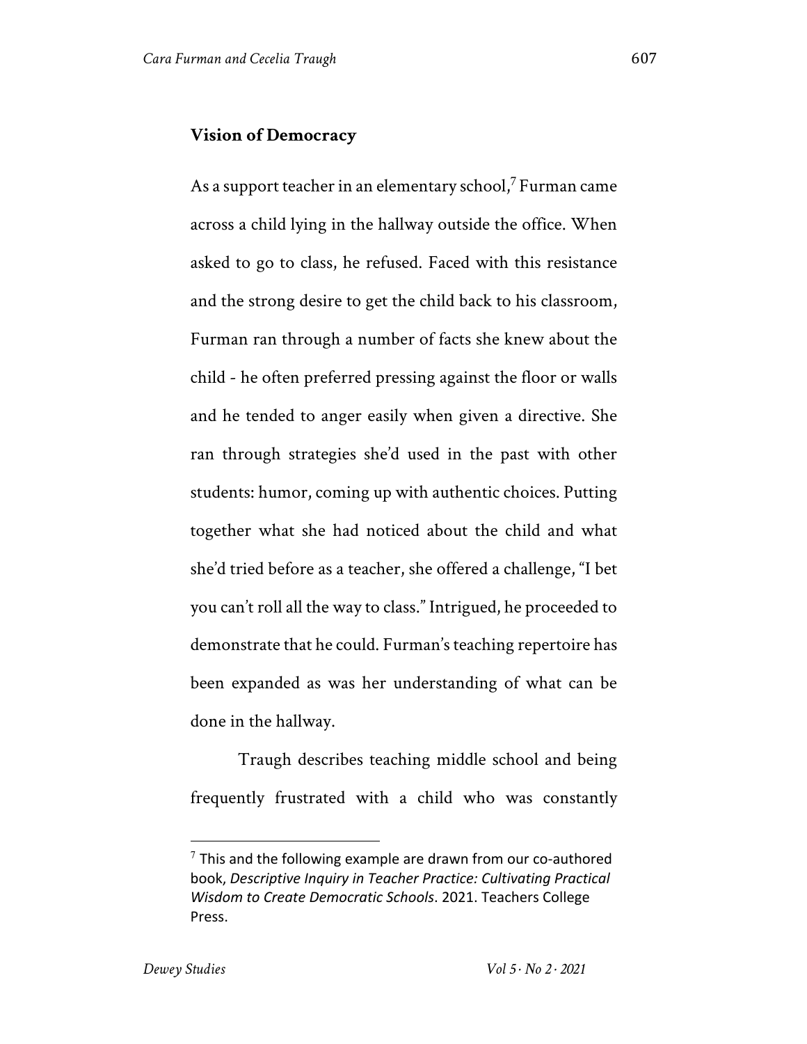### Vision of Democracy

As a support teacher in an elementary school,[7] Furman came across a child lying in the hallway outside the office. When asked to go to class, he refused. Faced with this resistance and the strong desire to get the child back to his classroom, Furman ran through a number of facts she knew about the child - he often preferred pressing against the floor or walls and he tended to anger easily when given a directive. She ran through strategies she'd used in the past with other students: humor, coming up with authentic choices. Putting together what she had noticed about the child and what she'd tried before as a teacher, she offered a challenge, "I bet you can't roll all the way to class." Intrigued, he proceeded to demonstrate that he could. Furman's teaching repertoire has been expanded as was her understanding of what can be done in the hallway.

Traugh describes teaching middle school and being frequently frustrated with a child who was constantly

[7] This and the following example are drawn from our co-authored book, *Descriptive Inquiry in Teacher Practice: Cultivating Practical Wisdom to Create Democratic Schools*. 2021. Teachers College Press.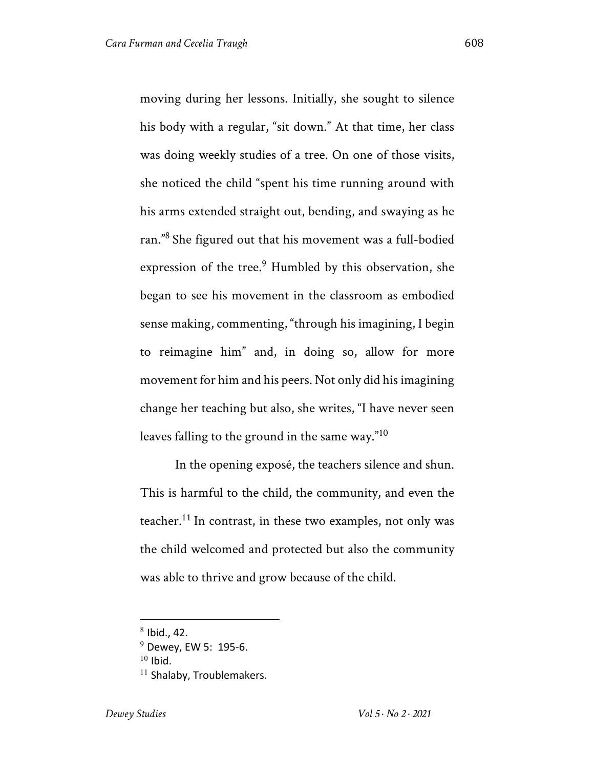moving during her lessons. Initially, she sought to silence his body with a regular, "sit down." At that time, her class was doing weekly studies of a tree. On one of those visits, she noticed the child "spent his time running around with his arms extended straight out, bending, and swaying as he ran."[8] She figured out that his movement was a full-bodied expression of the tree.[9] Humbled by this observation, she began to see his movement in the classroom as embodied sense making, commenting, "through his imagining, I begin to reimagine him" and, in doing so, allow for more movement for him and his peers. Not only did his imagining change her teaching but also, she writes, "I have never seen leaves falling to the ground in the same way."[10]

In the opening exposé, the teachers silence and shun. This is harmful to the child, the community, and even the teacher.[11] In contrast, in these two examples, not only was the child welcomed and protected but also the community was able to thrive and grow because of the child.

---

[8] Ibid., 42.

[9] Dewey, EW 5: 195-6.

[10] Ibid.

[11] Shalaby, Troublemakers.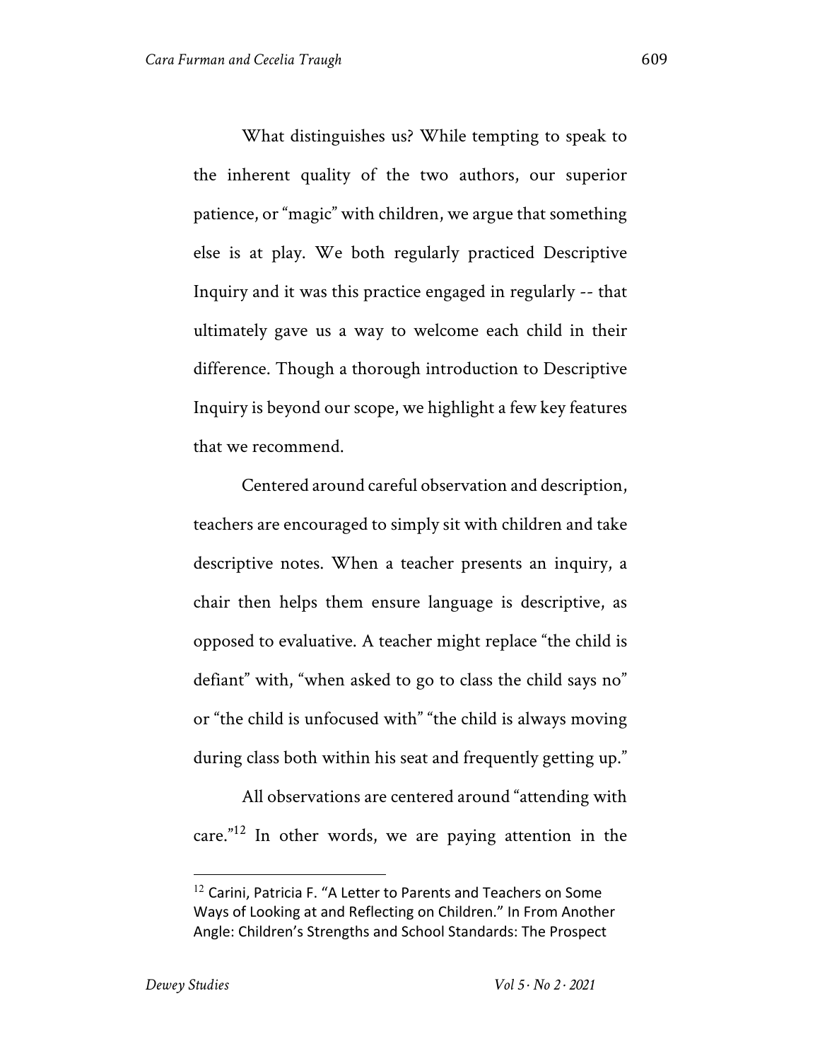What distinguishes us? While tempting to speak to the inherent quality of the two authors, our superior patience, or "magic" with children, we argue that something else is at play. We both regularly practiced Descriptive Inquiry and it was this practice engaged in regularly -- that ultimately gave us a way to welcome each child in their difference. Though a thorough introduction to Descriptive Inquiry is beyond our scope, we highlight a few key features that we recommend.

Centered around careful observation and description, teachers are encouraged to simply sit with children and take descriptive notes. When a teacher presents an inquiry, a chair then helps them ensure language is descriptive, as opposed to evaluative. A teacher might replace "the child is defiant" with, "when asked to go to class the child says no" or "the child is unfocused with" "the child is always moving during class both within his seat and frequently getting up."

All observations are centered around "attending with care."[12] In other words, we are paying attention in the

---

[12] Carini, Patricia F. "A Letter to Parents and Teachers on Some Ways of Looking at and Reflecting on Children." In From Another Angle: Children's Strengths and School Standards: The Prospect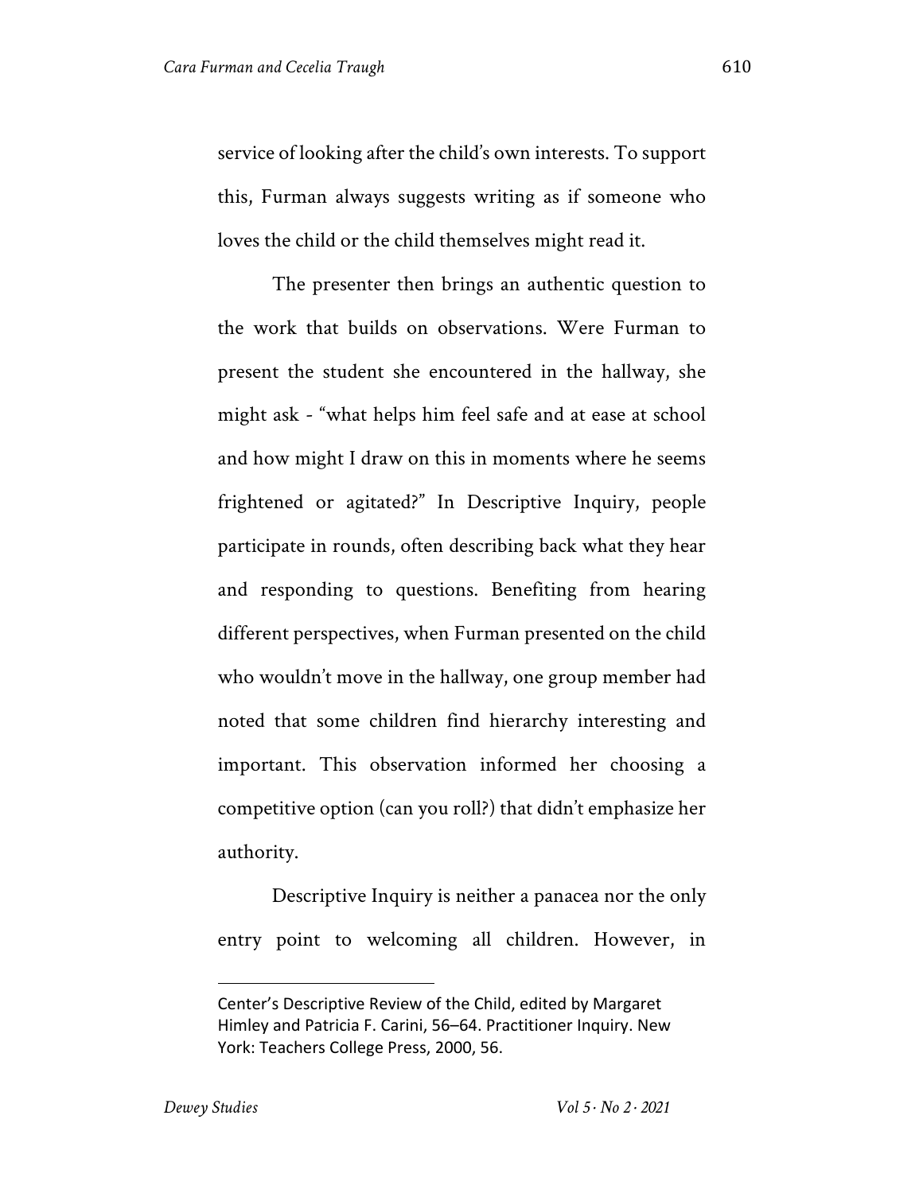service of looking after the child's own interests. To support this, Furman always suggests writing as if someone who loves the child or the child themselves might read it.

The presenter then brings an authentic question to the work that builds on observations. Were Furman to present the student she encountered in the hallway, she might ask - "what helps him feel safe and at ease at school and how might I draw on this in moments where he seems frightened or agitated?" In Descriptive Inquiry, people participate in rounds, often describing back what they hear and responding to questions. Benefiting from hearing different perspectives, when Furman presented on the child who wouldn't move in the hallway, one group member had noted that some children find hierarchy interesting and important. This observation informed her choosing a competitive option (can you roll?) that didn't emphasize her authority.

Descriptive Inquiry is neither a panacea nor the only entry point to welcoming all children. However, in

---

Center's Descriptive Review of the Child, edited by Margaret Himley and Patricia F. Carini, 56–64. Practitioner Inquiry. New York: Teachers College Press, 2000, 56.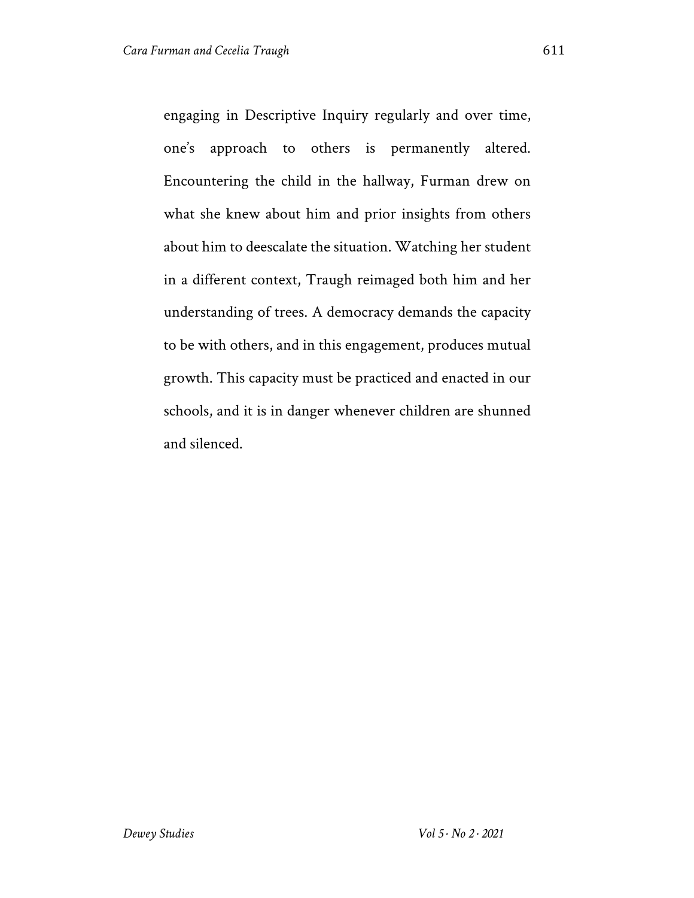engaging in Descriptive Inquiry regularly and over time, one's approach to others is permanently altered. Encountering the child in the hallway, Furman drew on what she knew about him and prior insights from others about him to deescalate the situation. Watching her student in a different context, Traugh reimaged both him and her understanding of trees. A democracy demands the capacity to be with others, and in this engagement, produces mutual growth. This capacity must be practiced and enacted in our schools, and it is in danger whenever children are shunned and silenced.